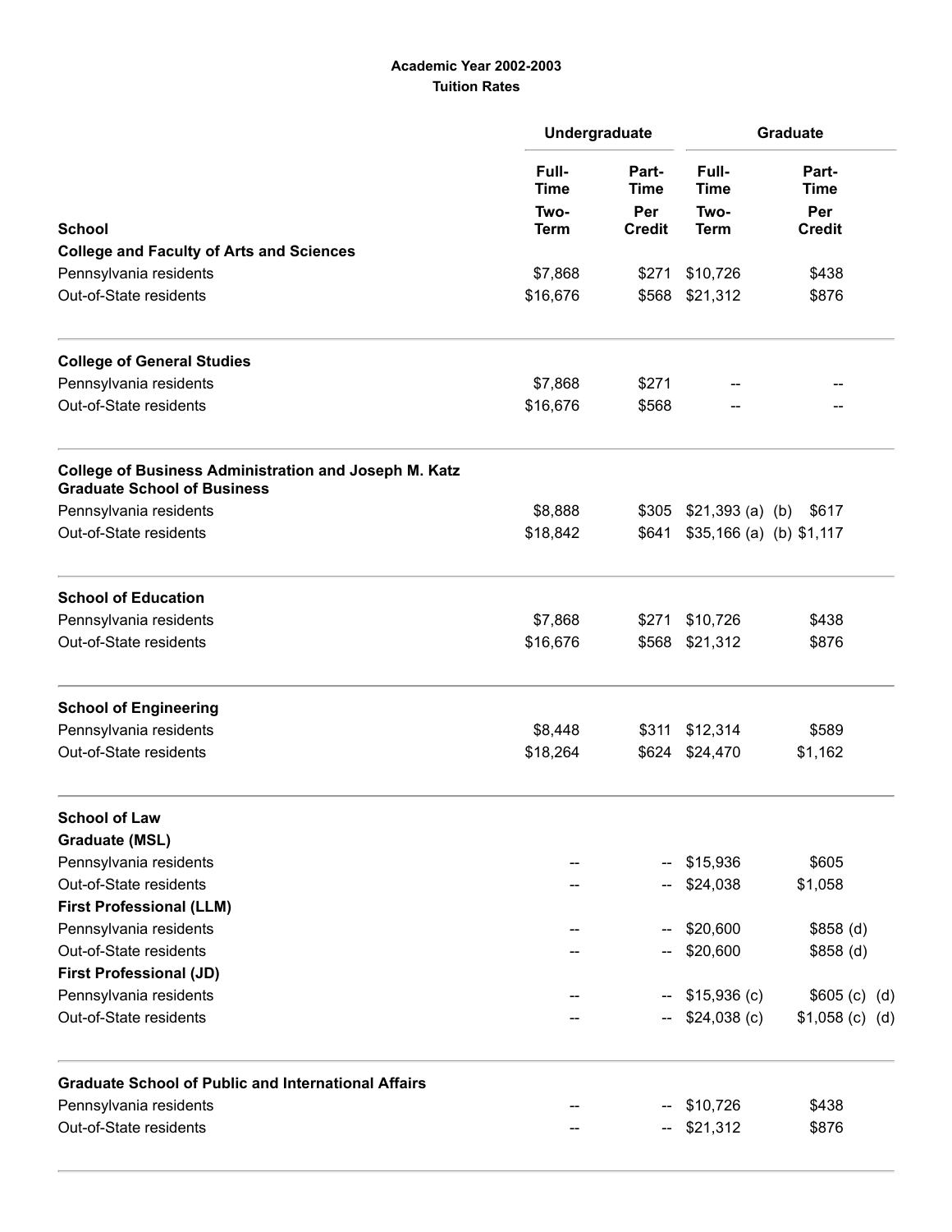**Academic Year 2002-2003**
**Tuition Rates**

| School | Undergraduate | | Graduate | |
|---|---|---|---|---|
| | Full-Time Two-Term | Part-Time Per Credit | Full-Time Two-Term | Part-Time Per Credit |
| **College and Faculty of Arts and Sciences** | | | | |
| Pennsylvania residents | $7,868 | $271 | $10,726 | $438 |
| Out-of-State residents | $16,676 | $568 | $21,312 | $876 |
| **College of General Studies** | | | | |
| Pennsylvania residents | $7,868 | $271 | -- | -- |
| Out-of-State residents | $16,676 | $568 | -- | -- |
| **College of Business Administration and Joseph M. Katz Graduate School of Business** | | | | |
| Pennsylvania residents | $8,888 | $305 | $21,393 (a) (b) | $617 |
| Out-of-State residents | $18,842 | $641 | $35,166 (a) (b) | $1,117 |
| **School of Education** | | | | |
| Pennsylvania residents | $7,868 | $271 | $10,726 | $438 |
| Out-of-State residents | $16,676 | $568 | $21,312 | $876 |
| **School of Engineering** | | | | |
| Pennsylvania residents | $8,448 | $311 | $12,314 | $589 |
| Out-of-State residents | $18,264 | $624 | $24,470 | $1,162 |
| **School of Law** | | | | |
| **Graduate (MSL)** | | | | |
| Pennsylvania residents | -- | -- | $15,936 | $605 |
| Out-of-State residents | -- | -- | $24,038 | $1,058 |
| **First Professional (LLM)** | | | | |
| Pennsylvania residents | -- | -- | $20,600 | $858 (d) |
| Out-of-State residents | -- | -- | $20,600 | $858 (d) |
| **First Professional (JD)** | | | | |
| Pennsylvania residents | -- | -- | $15,936 (c) | $605 (c) (d) |
| Out-of-State residents | -- | -- | $24,038 (c) | $1,058 (c) (d) |
| **Graduate School of Public and International Affairs** | | | | |
| Pennsylvania residents | -- | -- | $10,726 | $438 |
| Out-of-State residents | -- | -- | $21,312 | $876 |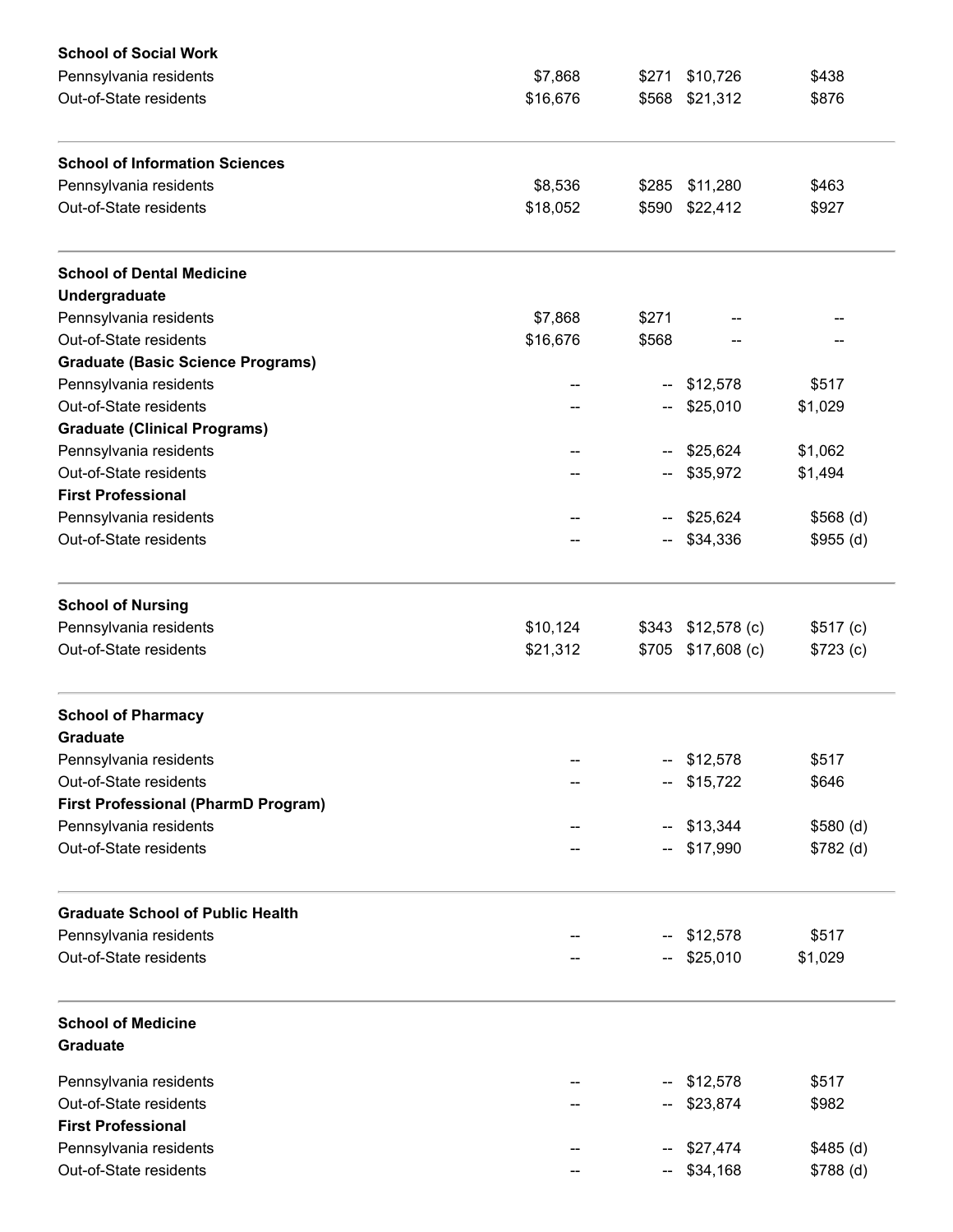| | | | | |
|---|---|---|---|---|
| **School of Social Work** | | | | |
| Pennsylvania residents | $7,868 | $271 | $10,726 | $438 |
| Out-of-State residents | $16,676 | $568 | $21,312 | $876 |
| **School of Information Sciences** | | | | |
| Pennsylvania residents | $8,536 | $285 | $11,280 | $463 |
| Out-of-State residents | $18,052 | $590 | $22,412 | $927 |
| **School of Dental Medicine** | | | | |
| **Undergraduate** | | | | |
| Pennsylvania residents | $7,868 | $271 | -- | -- |
| Out-of-State residents | $16,676 | $568 | -- | -- |
| **Graduate (Basic Science Programs)** | | | | |
| Pennsylvania residents | -- | -- | $12,578 | $517 |
| Out-of-State residents | -- | -- | $25,010 | $1,029 |
| **Graduate (Clinical Programs)** | | | | |
| Pennsylvania residents | -- | -- | $25,624 | $1,062 |
| Out-of-State residents | -- | -- | $35,972 | $1,494 |
| **First Professional** | | | | |
| Pennsylvania residents | -- | -- | $25,624 | $568 (d) |
| Out-of-State residents | -- | -- | $34,336 | $955 (d) |
| **School of Nursing** | | | | |
| Pennsylvania residents | $10,124 | $343 | $12,578 (c) | $517 (c) |
| Out-of-State residents | $21,312 | $705 | $17,608 (c) | $723 (c) |
| **School of Pharmacy** | | | | |
| **Graduate** | | | | |
| Pennsylvania residents | -- | -- | $12,578 | $517 |
| Out-of-State residents | -- | -- | $15,722 | $646 |
| **First Professional (PharmD Program)** | | | | |
| Pennsylvania residents | -- | -- | $13,344 | $580 (d) |
| Out-of-State residents | -- | -- | $17,990 | $782 (d) |
| **Graduate School of Public Health** | | | | |
| Pennsylvania residents | -- | -- | $12,578 | $517 |
| Out-of-State residents | -- | -- | $25,010 | $1,029 |
| **School of Medicine** | | | | |
| **Graduate** | | | | |
| Pennsylvania residents | -- | -- | $12,578 | $517 |
| Out-of-State residents | -- | -- | $23,874 | $982 |
| **First Professional** | | | | |
| Pennsylvania residents | -- | -- | $27,474 | $485 (d) |
| Out-of-State residents | -- | -- | $34,168 | $788 (d) |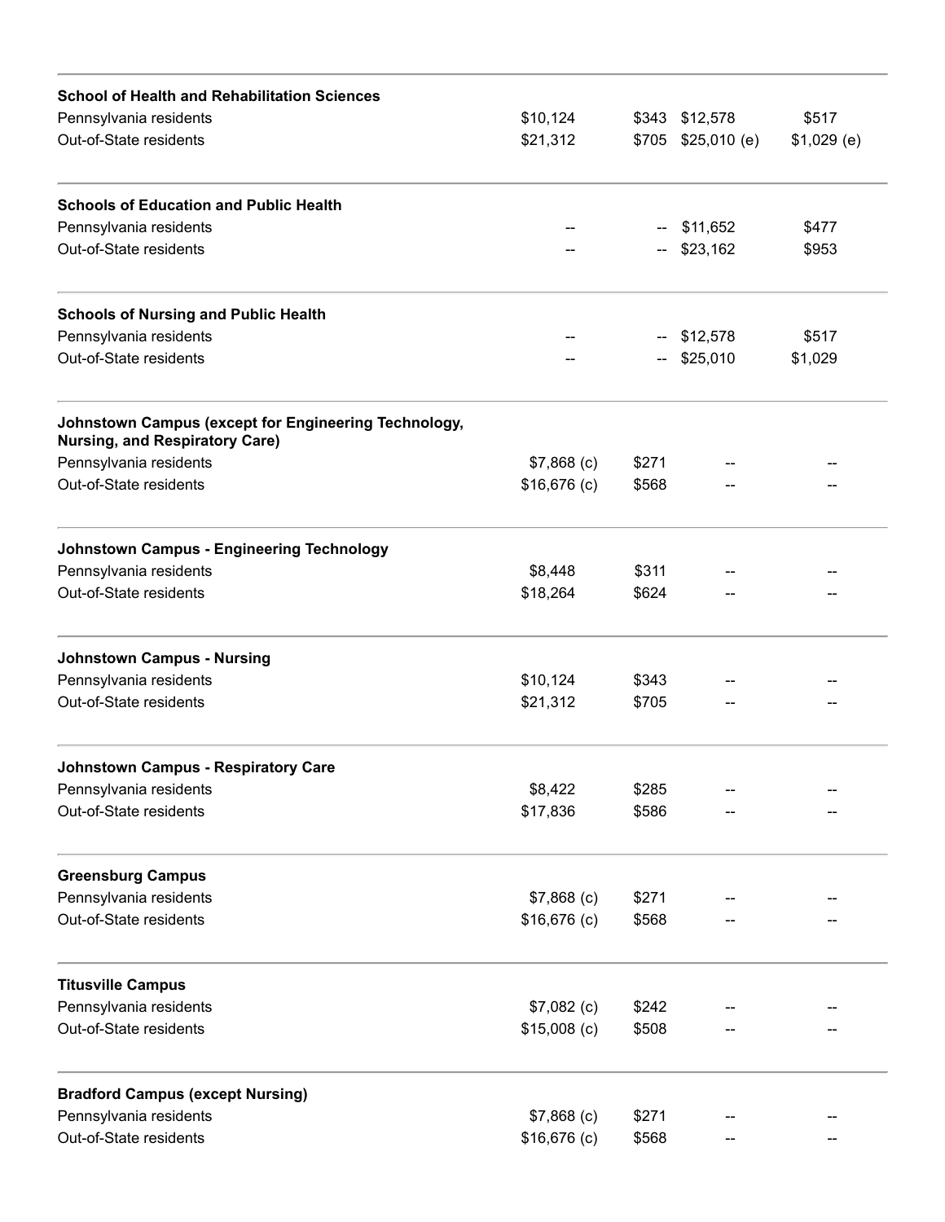| | | | | |
|---|---|---|---|---|
| **School of Health and Rehabilitation Sciences** | | | | |
| Pennsylvania residents | $10,124 | $343 | $12,578 | $517 |
| Out-of-State residents | $21,312 | $705 | $25,010 (e) | $1,029 (e) |
| **Schools of Education and Public Health** | | | | |
| Pennsylvania residents | -- | -- | $11,652 | $477 |
| Out-of-State residents | -- | -- | $23,162 | $953 |
| **Schools of Nursing and Public Health** | | | | |
| Pennsylvania residents | -- | -- | $12,578 | $517 |
| Out-of-State residents | -- | -- | $25,010 | $1,029 |
| **Johnstown Campus (except for Engineering Technology, Nursing, and Respiratory Care)** | | | | |
| Pennsylvania residents | $7,868 (c) | $271 | -- | -- |
| Out-of-State residents | $16,676 (c) | $568 | -- | -- |
| **Johnstown Campus - Engineering Technology** | | | | |
| Pennsylvania residents | $8,448 | $311 | -- | -- |
| Out-of-State residents | $18,264 | $624 | -- | -- |
| **Johnstown Campus - Nursing** | | | | |
| Pennsylvania residents | $10,124 | $343 | -- | -- |
| Out-of-State residents | $21,312 | $705 | -- | -- |
| **Johnstown Campus - Respiratory Care** | | | | |
| Pennsylvania residents | $8,422 | $285 | -- | -- |
| Out-of-State residents | $17,836 | $586 | -- | -- |
| **Greensburg Campus** | | | | |
| Pennsylvania residents | $7,868 (c) | $271 | -- | -- |
| Out-of-State residents | $16,676 (c) | $568 | -- | -- |
| **Titusville Campus** | | | | |
| Pennsylvania residents | $7,082 (c) | $242 | -- | -- |
| Out-of-State residents | $15,008 (c) | $508 | -- | -- |
| **Bradford Campus (except Nursing)** | | | | |
| Pennsylvania residents | $7,868 (c) | $271 | -- | -- |
| Out-of-State residents | $16,676 (c) | $568 | -- | -- |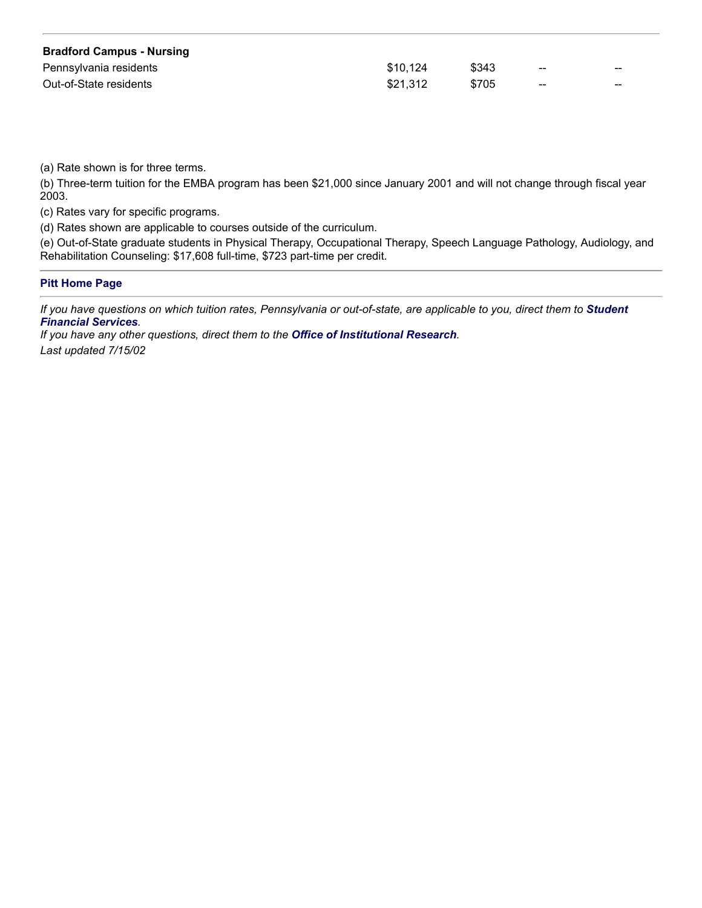| | | | | |
|---|---|---|---|---|
| **Bradford Campus - Nursing** | | | | |
| Pennsylvania residents | $10,124 | $343 | -- | -- |
| Out-of-State residents | $21,312 | $705 | -- | -- |

(a) Rate shown is for three terms.

(b) Three-term tuition for the EMBA program has been $21,000 since January 2001 and will not change through fiscal year 2003.

(c) Rates vary for specific programs.

(d) Rates shown are applicable to courses outside of the curriculum.

(e) Out-of-State graduate students in Physical Therapy, Occupational Therapy, Speech Language Pathology, Audiology, and Rehabilitation Counseling: $17,608 full-time, $723 part-time per credit.

**Pitt Home Page**

*If you have questions on which tuition rates, Pennsylvania or out-of-state, are applicable to you, direct them to* ***Student Financial Services****.*
*If you have any other questions, direct them to the* ***Office of Institutional Research****.*
*Last updated 7/15/02*